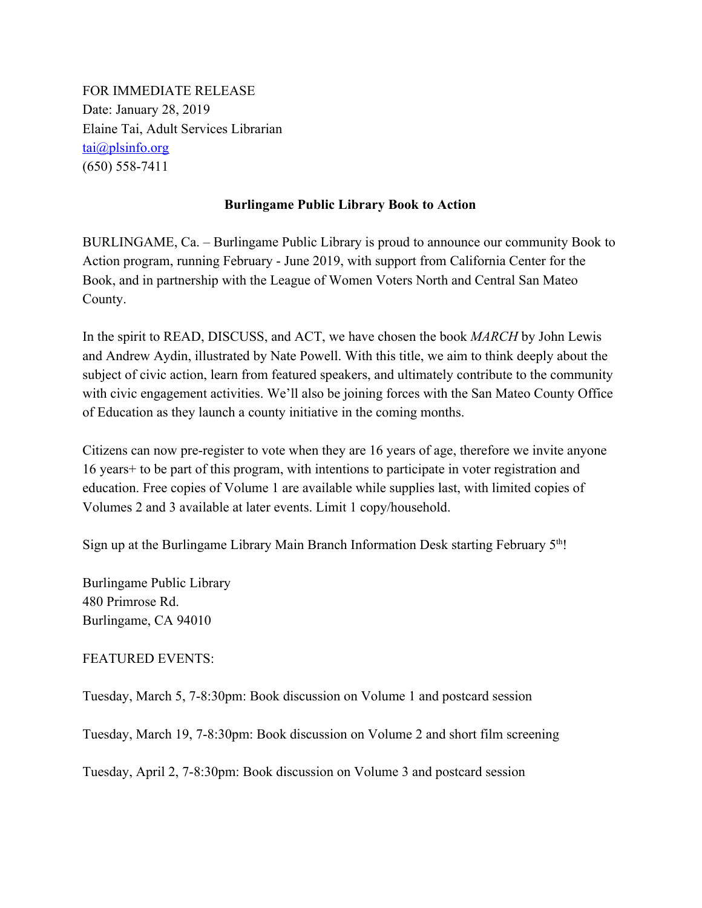FOR IMMEDIATE RELEASE
Date: January 28, 2019
Elaine Tai, Adult Services Librarian
tai@plsinfo.org
(650) 558-7411

**Burlingame Public Library Book to Action**

BURLINGAME, Ca. – Burlingame Public Library is proud to announce our community Book to Action program, running February - June 2019, with support from California Center for the Book, and in partnership with the League of Women Voters North and Central San Mateo County.

In the spirit to READ, DISCUSS, and ACT, we have chosen the book *MARCH* by John Lewis and Andrew Aydin, illustrated by Nate Powell. With this title, we aim to think deeply about the subject of civic action, learn from featured speakers, and ultimately contribute to the community with civic engagement activities. We'll also be joining forces with the San Mateo County Office of Education as they launch a county initiative in the coming months.

Citizens can now pre-register to vote when they are 16 years of age, therefore we invite anyone 16 years+ to be part of this program, with intentions to participate in voter registration and education. Free copies of Volume 1 are available while supplies last, with limited copies of Volumes 2 and 3 available at later events. Limit 1 copy/household.

Sign up at the Burlingame Library Main Branch Information Desk starting February 5th!

Burlingame Public Library
480 Primrose Rd.
Burlingame, CA 94010

FEATURED EVENTS:

Tuesday, March 5, 7-8:30pm: Book discussion on Volume 1 and postcard session

Tuesday, March 19, 7-8:30pm: Book discussion on Volume 2 and short film screening

Tuesday, April 2, 7-8:30pm: Book discussion on Volume 3 and postcard session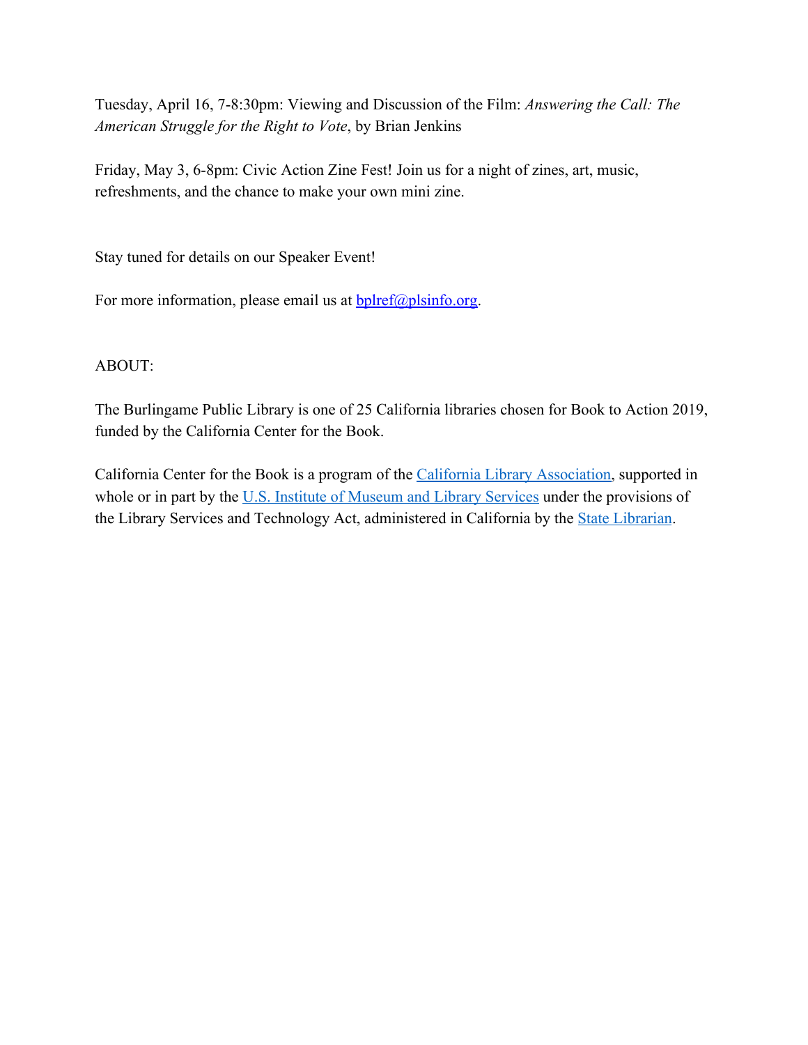Tuesday, April 16, 7-8:30pm: Viewing and Discussion of the Film: *Answering the Call: The American Struggle for the Right to Vote*, by Brian Jenkins

Friday, May 3, 6-8pm: Civic Action Zine Fest! Join us for a night of zines, art, music, refreshments, and the chance to make your own mini zine.

Stay tuned for details on our Speaker Event!

For more information, please email us at bplref@plsinfo.org.

ABOUT:

The Burlingame Public Library is one of 25 California libraries chosen for Book to Action 2019, funded by the California Center for the Book.

California Center for the Book is a program of the California Library Association, supported in whole or in part by the U.S. Institute of Museum and Library Services under the provisions of the Library Services and Technology Act, administered in California by the State Librarian.